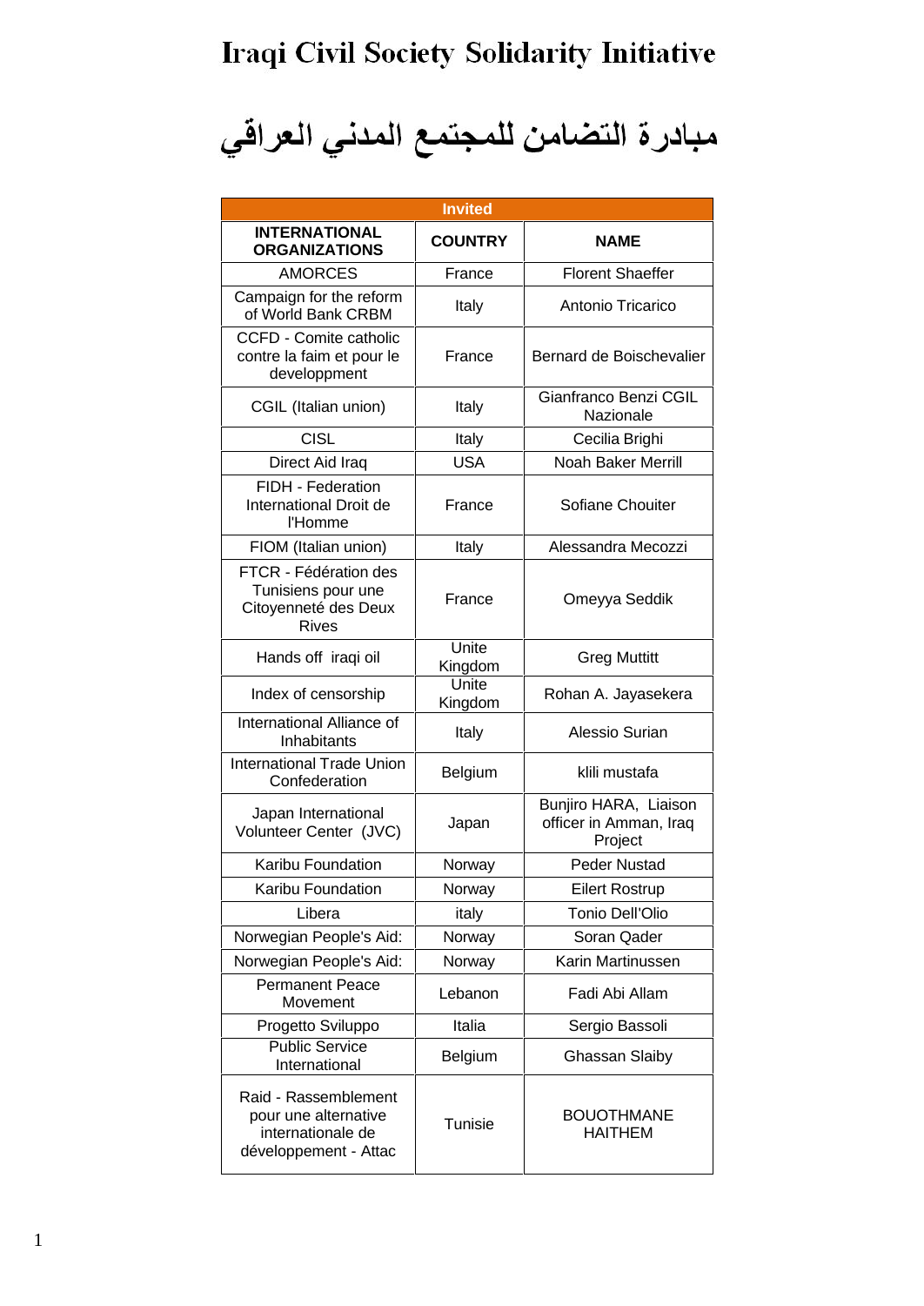# Iraqi Civil Society Solidarity Initiative

# مبادرة التضامن للمجتمع المدني العراقي

| Invited | | |
|---|---|---|
| **INTERNATIONAL ORGANIZATIONS** | **COUNTRY** | **NAME** |
| AMORCES | France | Florent Shaeffer |
| Campaign for the reform of World Bank CRBM | Italy | Antonio Tricarico |
| CCFD - Comite catholic contre la faim et pour le developpment | France | Bernard de Boischevalier |
| CGIL (Italian union) | Italy | Gianfranco Benzi CGIL Nazionale |
| CISL | Italy | Cecilia Brighi |
| Direct Aid Iraq | USA | Noah Baker Merrill |
| FIDH - Federation International Droit de l'Homme | France | Sofiane Chouiter |
| FIOM (Italian union) | Italy | Alessandra Mecozzi |
| FTCR - Fédération des Tunisiens pour une Citoyenneté des Deux Rives | France | Omeyya Seddik |
| Hands off iraqi oil | Unite Kingdom | Greg Muttitt |
| Index of censorship | Unite Kingdom | Rohan A. Jayasekera |
| International Alliance of Inhabitants | Italy | Alessio Surian |
| International Trade Union Confederation | Belgium | klili mustafa |
| Japan International Volunteer Center (JVC) | Japan | Bunjiro HARA, Liaison officer in Amman, Iraq Project |
| Karibu Foundation | Norway | Peder Nustad |
| Karibu Foundation | Norway | Eilert Rostrup |
| Libera | italy | Tonio Dell'Olio |
| Norwegian People's Aid: | Norway | Soran Qader |
| Norwegian People's Aid: | Norway | Karin Martinussen |
| Permanent Peace Movement | Lebanon | Fadi Abi Allam |
| Progetto Sviluppo | Italia | Sergio Bassoli |
| Public Service International | Belgium | Ghassan Slaiby |
| Raid - Rassemblement pour une alternative internationale de développement - Attac | Tunisie | BOUOTHMANE HAITHEM |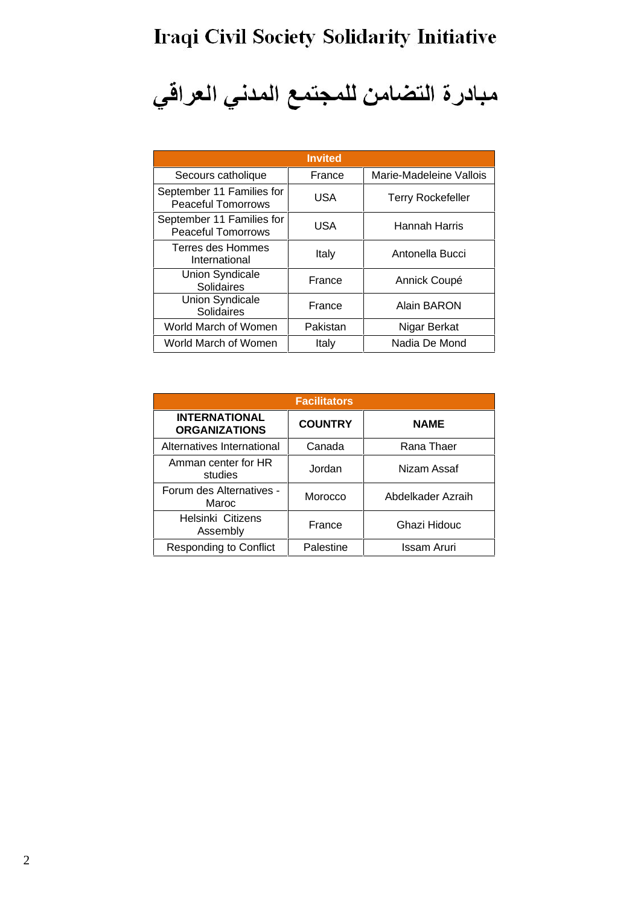# Iraqi Civil Society Solidarity Initiative

# مبادرة التضامن للمجتمع المدني العراقي

| Invited | | |
|---|---|---|
| Secours catholique | France | Marie-Madeleine Vallois |
| September 11 Families for Peaceful Tomorrows | USA | Terry Rockefeller |
| September 11 Families for Peaceful Tomorrows | USA | Hannah Harris |
| Terres des Hommes International | Italy | Antonella Bucci |
| Union Syndicale Solidaires | France | Annick Coupé |
| Union Syndicale Solidaires | France | Alain BARON |
| World March of Women | Pakistan | Nigar Berkat |
| World March of Women | Italy | Nadia De Mond |

| Facilitators | | |
|---|---|---|
| **INTERNATIONAL ORGANIZATIONS** | **COUNTRY** | **NAME** |
| Alternatives International | Canada | Rana Thaer |
| Amman center for HR studies | Jordan | Nizam Assaf |
| Forum des Alternatives - Maroc | Morocco | Abdelkader Azraih |
| Helsinki Citizens Assembly | France | Ghazi Hidouc |
| Responding to Conflict | Palestine | Issam Aruri |